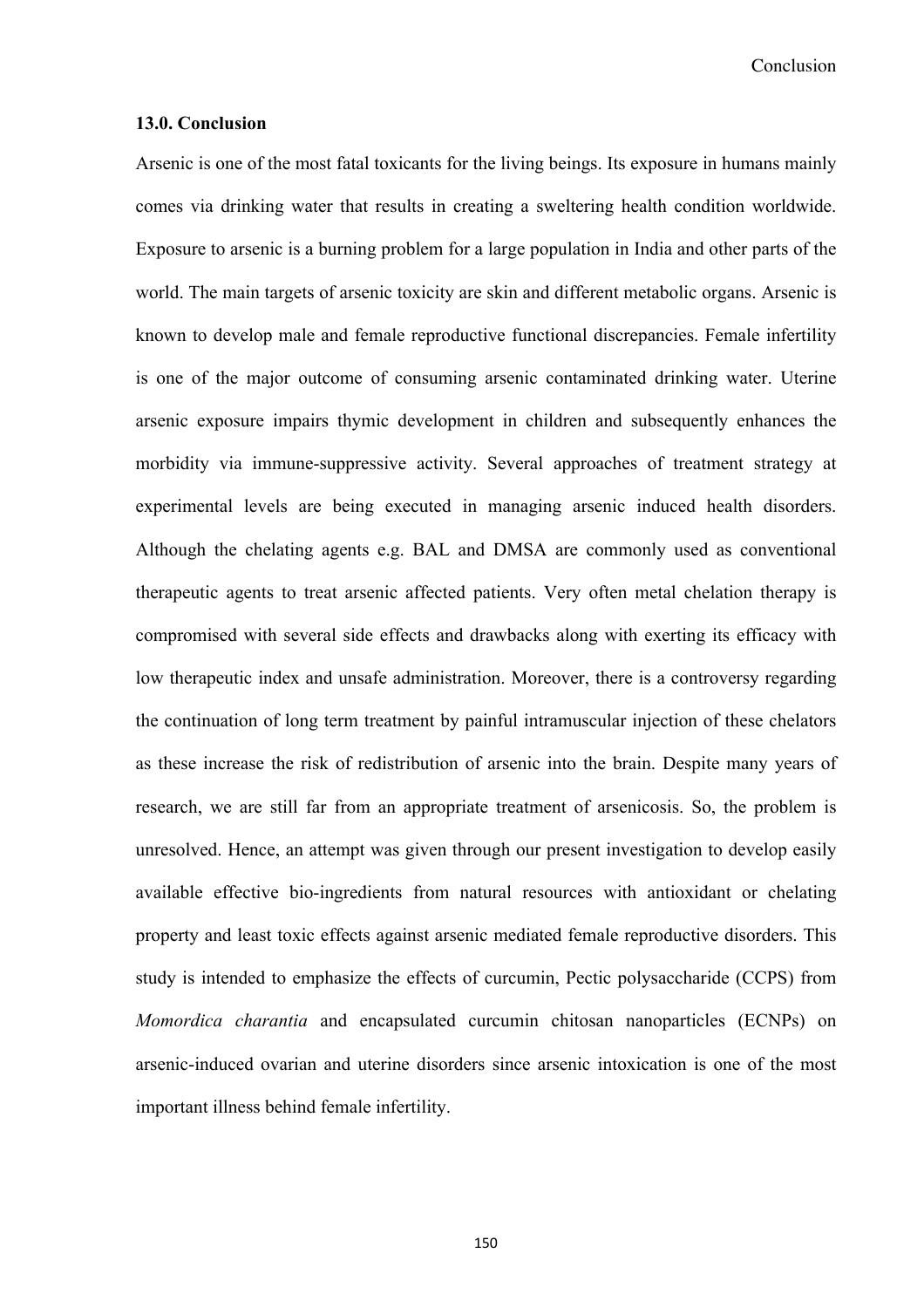## 13.0. Conclusion

Arsenic is one of the most fatal toxicants for the living beings. Its exposure in humans mainly comes via drinking water that results in creating a sweltering health condition worldwide. Exposure to arsenic is a burning problem for a large population in India and other parts of the world. The main targets of arsenic toxicity are skin and different metabolic organs. Arsenic is known to develop male and female reproductive functional discrepancies. Female infertility is one of the major outcome of consuming arsenic contaminated drinking water. Uterine arsenic exposure impairs thymic development in children and subsequently enhances the morbidity via immune-suppressive activity. Several approaches of treatment strategy at experimental levels are being executed in managing arsenic induced health disorders. Although the chelating agents e.g. BAL and DMSA are commonly used as conventional therapeutic agents to treat arsenic affected patients. Very often metal chelation therapy is compromised with several side effects and drawbacks along with exerting its efficacy with low therapeutic index and unsafe administration. Moreover, there is a controversy regarding the continuation of long term treatment by painful intramuscular injection of these chelators as these increase the risk of redistribution of arsenic into the brain. Despite many years of research, we are still far from an appropriate treatment of arsenicosis. So, the problem is unresolved. Hence, an attempt was given through our present investigation to develop easily available effective bio-ingredients from natural resources with antioxidant or chelating property and least toxic effects against arsenic mediated female reproductive disorders. This study is intended to emphasize the effects of curcumin, Pectic polysaccharide (CCPS) from *Momordica charantia* and encapsulated curcumin chitosan nanoparticles (ECNPs) on arsenic-induced ovarian and uterine disorders since arsenic intoxication is one of the most important illness behind female infertility.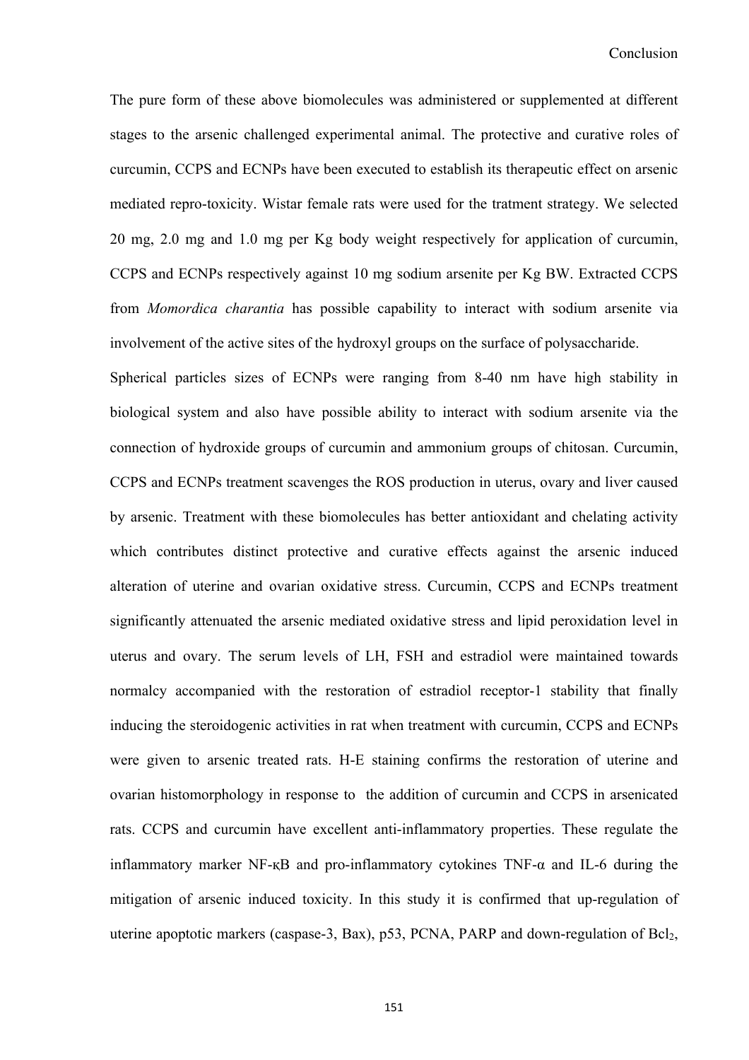The pure form of these above biomolecules was administered or supplemented at different stages to the arsenic challenged experimental animal. The protective and curative roles of curcumin, CCPS and ECNPs have been executed to establish its therapeutic effect on arsenic mediated repro-toxicity. Wistar female rats were used for the tratment strategy. We selected 20 mg, 2.0 mg and 1.0 mg per Kg body weight respectively for application of curcumin, CCPS and ECNPs respectively against 10 mg sodium arsenite per Kg BW. Extracted CCPS from *Momordica charantia* has possible capability to interact with sodium arsenite via involvement of the active sites of the hydroxyl groups on the surface of polysaccharide.

Spherical particles sizes of ECNPs were ranging from 8-40 nm have high stability in biological system and also have possible ability to interact with sodium arsenite via the connection of hydroxide groups of curcumin and ammonium groups of chitosan. Curcumin, CCPS and ECNPs treatment scavenges the ROS production in uterus, ovary and liver caused by arsenic. Treatment with these biomolecules has better antioxidant and chelating activity which contributes distinct protective and curative effects against the arsenic induced alteration of uterine and ovarian oxidative stress. Curcumin, CCPS and ECNPs treatment significantly attenuated the arsenic mediated oxidative stress and lipid peroxidation level in uterus and ovary. The serum levels of LH, FSH and estradiol were maintained towards normalcy accompanied with the restoration of estradiol receptor-1 stability that finally inducing the steroidogenic activities in rat when treatment with curcumin, CCPS and ECNPs were given to arsenic treated rats. H-E staining confirms the restoration of uterine and ovarian histomorphology in response to the addition of curcumin and CCPS in arsenicated rats. CCPS and curcumin have excellent anti-inflammatory properties. These regulate the inflammatory marker NF-κB and pro-inflammatory cytokines TNF-α and IL-6 during the mitigation of arsenic induced toxicity. In this study it is confirmed that up-regulation of uterine apoptotic markers (caspase-3, Bax), p53, PCNA, PARP and down-regulation of $Bcl_2$,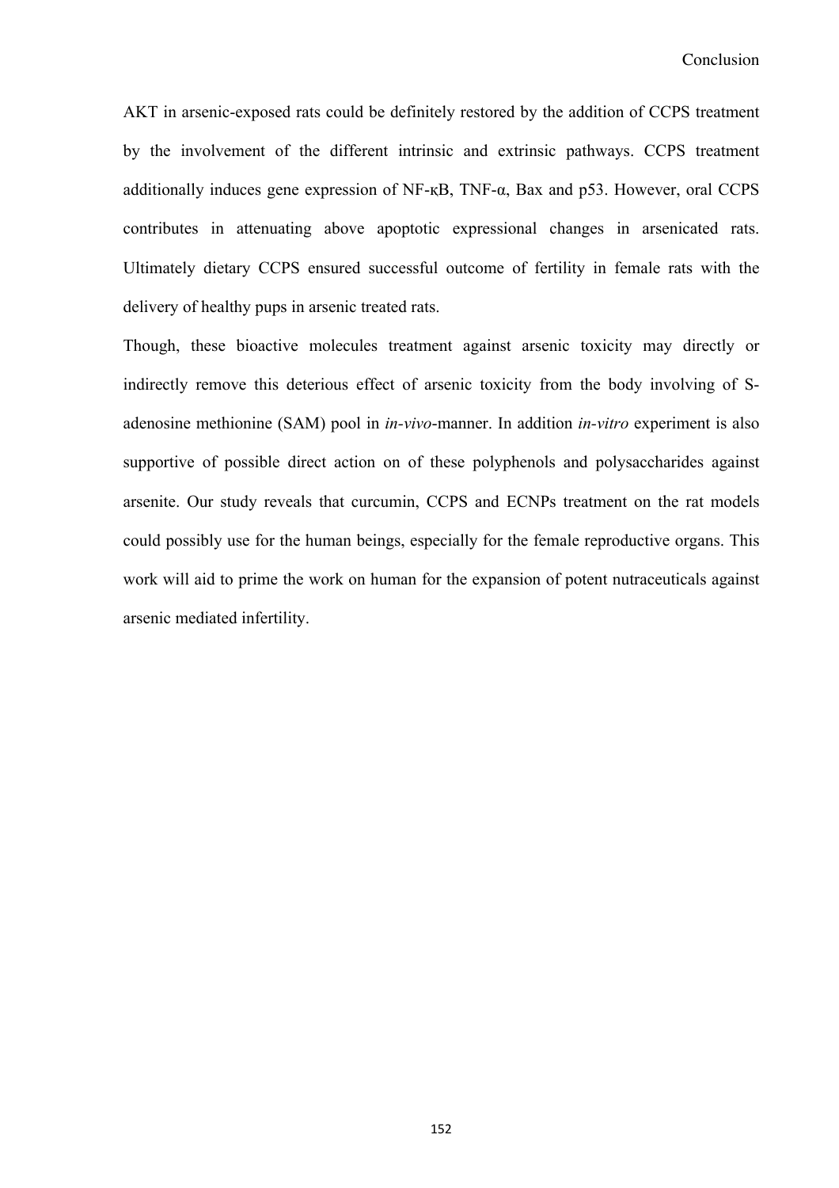AKT in arsenic-exposed rats could be definitely restored by the addition of CCPS treatment by the involvement of the different intrinsic and extrinsic pathways. CCPS treatment additionally induces gene expression of NF-κB, TNF-α, Bax and p53. However, oral CCPS contributes in attenuating above apoptotic expressional changes in arsenicated rats. Ultimately dietary CCPS ensured successful outcome of fertility in female rats with the delivery of healthy pups in arsenic treated rats.

Though, these bioactive molecules treatment against arsenic toxicity may directly or indirectly remove this deterious effect of arsenic toxicity from the body involving of S-adenosine methionine (SAM) pool in *in-vivo*-manner. In addition *in-vitro* experiment is also supportive of possible direct action on of these polyphenols and polysaccharides against arsenite. Our study reveals that curcumin, CCPS and ECNPs treatment on the rat models could possibly use for the human beings, especially for the female reproductive organs. This work will aid to prime the work on human for the expansion of potent nutraceuticals against arsenic mediated infertility.